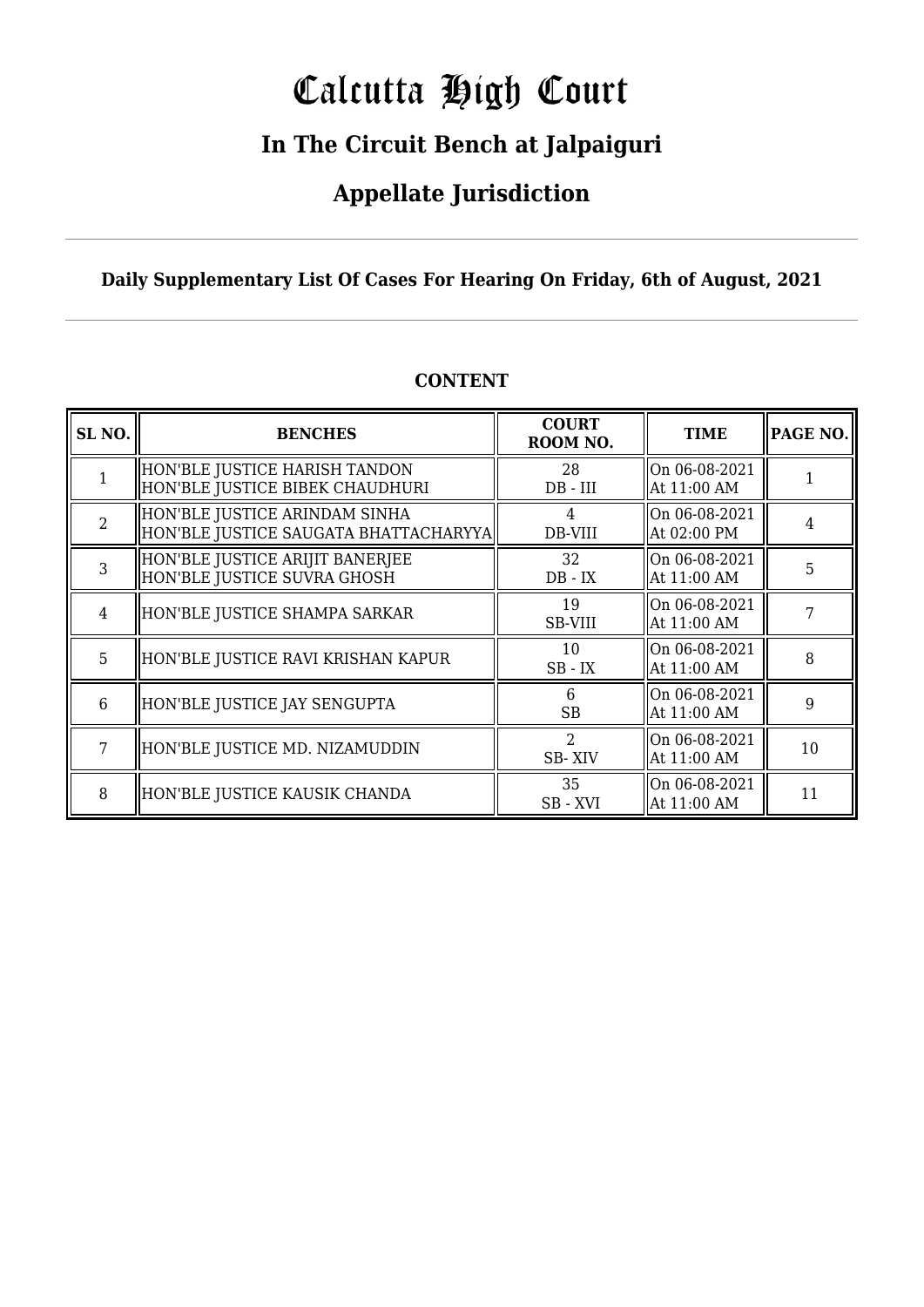# Calcutta High Court

## In The Circuit Bench at Jalpaiguri

## Appellate Jurisdiction

**Daily Supplementary List Of Cases For Hearing On Friday, 6th of August, 2021**

**CONTENT**

| SL NO. | BENCHES | COURT ROOM NO. | TIME | PAGE NO. |
|---|---|---|---|---|
| 1 | HON'BLE JUSTICE HARISH TANDON<br>HON'BLE JUSTICE BIBEK CHAUDHURI | 28<br>DB - III | On 06-08-2021<br>At 11:00 AM | 1 |
| 2 | HON'BLE JUSTICE ARINDAM SINHA<br>HON'BLE JUSTICE SAUGATA BHATTACHARYYA | 4<br>DB-VIII | On 06-08-2021<br>At 02:00 PM | 4 |
| 3 | HON'BLE JUSTICE ARIJIT BANERJEE<br>HON'BLE JUSTICE SUVRA GHOSH | 32<br>DB - IX | On 06-08-2021<br>At 11:00 AM | 5 |
| 4 | HON'BLE JUSTICE SHAMPA SARKAR | 19<br>SB-VIII | On 06-08-2021<br>At 11:00 AM | 7 |
| 5 | HON'BLE JUSTICE RAVI KRISHAN KAPUR | 10<br>SB - IX | On 06-08-2021<br>At 11:00 AM | 8 |
| 6 | HON'BLE JUSTICE JAY SENGUPTA | 6<br>SB | On 06-08-2021<br>At 11:00 AM | 9 |
| 7 | HON'BLE JUSTICE MD. NIZAMUDDIN | 2<br>SB- XIV | On 06-08-2021<br>At 11:00 AM | 10 |
| 8 | HON'BLE JUSTICE KAUSIK CHANDA | 35<br>SB - XVI | On 06-08-2021<br>At 11:00 AM | 11 |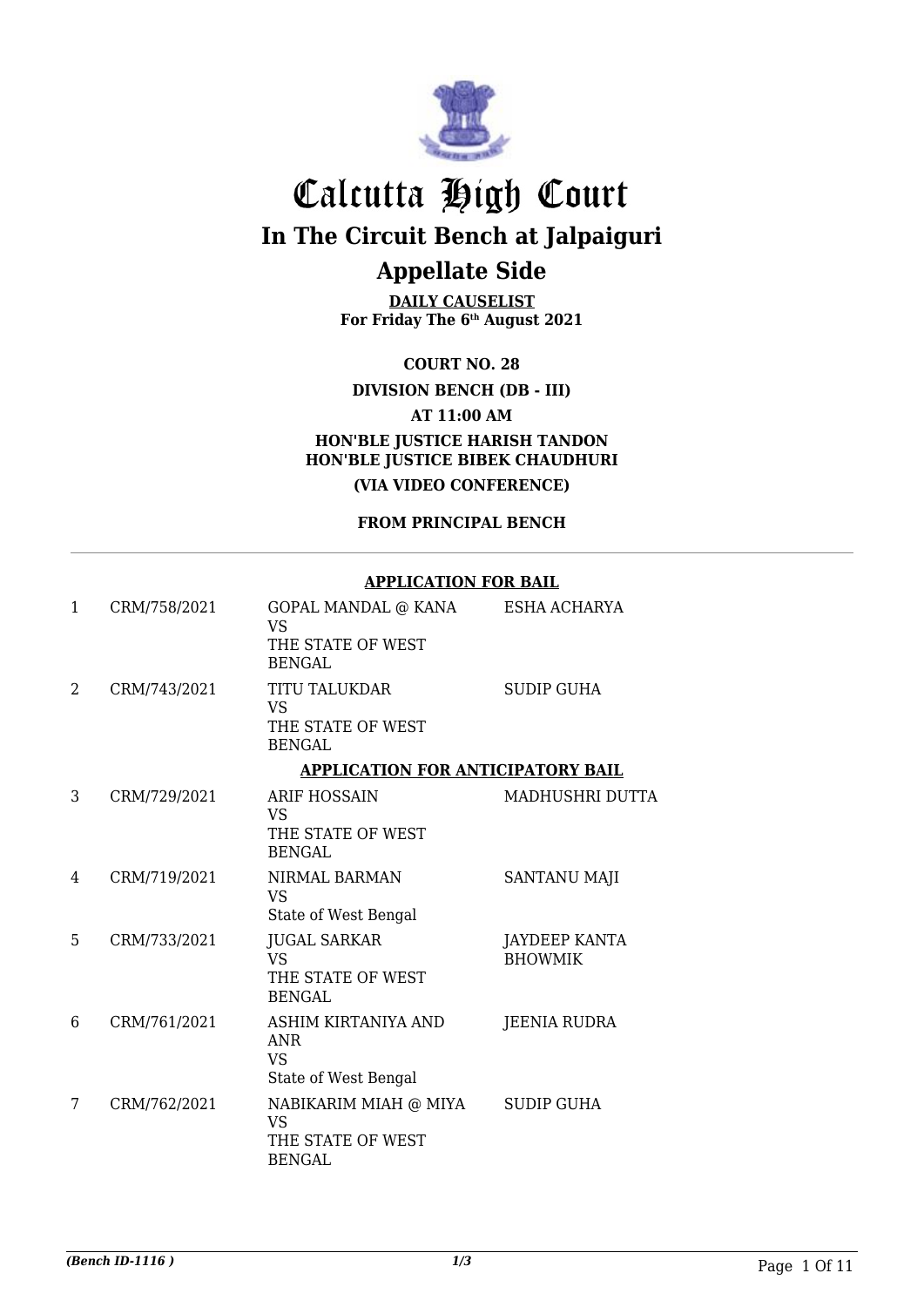# Calcutta High Court

## In The Circuit Bench at Jalpaiguri

## Appellate Side

**DAILY CAUSELIST**
**For Friday The 6th August 2021**

**COURT NO. 28**

**DIVISION BENCH (DB - III)**

**AT 11:00 AM**

**HON'BLE JUSTICE HARISH TANDON**
**HON'BLE JUSTICE BIBEK CHAUDHURI**

**(VIA VIDEO CONFERENCE)**

**FROM PRINCIPAL BENCH**

**APPLICATION FOR BAIL**

| | | | |
|---|---|---|---|
| 1 | CRM/758/2021 | GOPAL MANDAL @ KANA<br>VS<br>THE STATE OF WEST BENGAL | ESHA ACHARYA |
| 2 | CRM/743/2021 | TITU TALUKDAR<br>VS<br>THE STATE OF WEST BENGAL | SUDIP GUHA |

**APPLICATION FOR ANTICIPATORY BAIL**

| | | | |
|---|---|---|---|
| 3 | CRM/729/2021 | ARIF HOSSAIN<br>VS<br>THE STATE OF WEST BENGAL | MADHUSHRI DUTTA |
| 4 | CRM/719/2021 | NIRMAL BARMAN<br>VS<br>State of West Bengal | SANTANU MAJI |
| 5 | CRM/733/2021 | JUGAL SARKAR<br>VS<br>THE STATE OF WEST BENGAL | JAYDEEP KANTA BHOWMIK |
| 6 | CRM/761/2021 | ASHIM KIRTANIYA AND ANR<br>VS<br>State of West Bengal | JEENIA RUDRA |
| 7 | CRM/762/2021 | NABIKARIM MIAH @ MIYA<br>VS<br>THE STATE OF WEST BENGAL | SUDIP GUHA |

*(Bench ID-1116 )* 1/3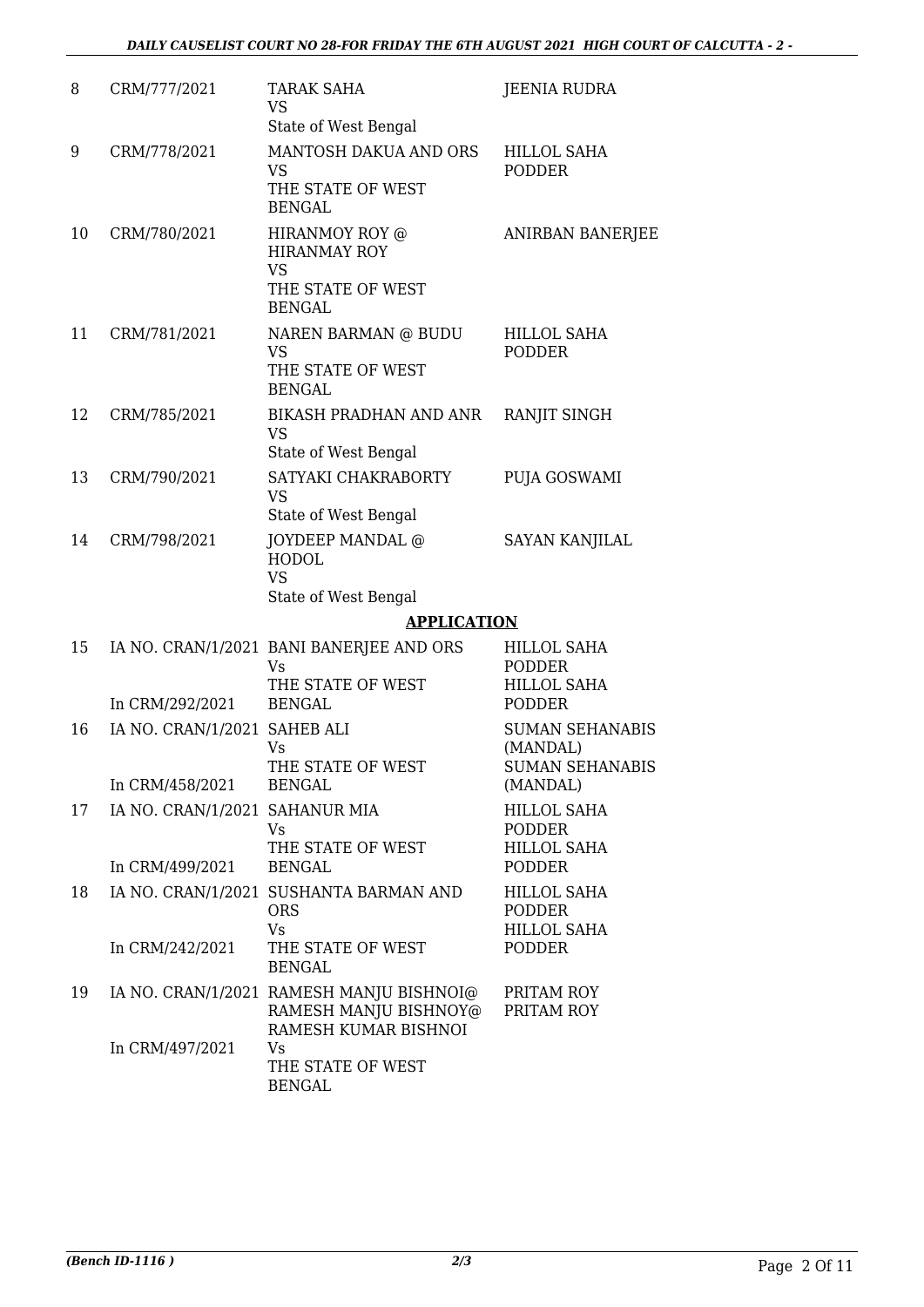| | | | |
|---|---|---|---|
| 8 | CRM/777/2021 | TARAK SAHA<br>VS<br>State of West Bengal | JEENIA RUDRA |
| 9 | CRM/778/2021 | MANTOSH DAKUA AND ORS<br>VS<br>THE STATE OF WEST BENGAL | HILLOL SAHA PODDER |
| 10 | CRM/780/2021 | HIRANMOY ROY @ HIRANMAY ROY<br>VS<br>THE STATE OF WEST BENGAL | ANIRBAN BANERJEE |
| 11 | CRM/781/2021 | NAREN BARMAN @ BUDU<br>VS<br>THE STATE OF WEST BENGAL | HILLOL SAHA PODDER |
| 12 | CRM/785/2021 | BIKASH PRADHAN AND ANR<br>VS<br>State of West Bengal | RANJIT SINGH |
| 13 | CRM/790/2021 | SATYAKI CHAKRABORTY<br>VS<br>State of West Bengal | PUJA GOSWAMI |
| 14 | CRM/798/2021 | JOYDEEP MANDAL @ HODOL<br>VS<br>State of West Bengal | SAYAN KANJILAL |

## APPLICATION

| | | | |
|---|---|---|---|
| 15 | IA NO. CRAN/1/2021<br>In CRM/292/2021 | BANI BANERJEE AND ORS<br>Vs<br>THE STATE OF WEST BENGAL | HILLOL SAHA PODDER<br>HILLOL SAHA PODDER |
| 16 | IA NO. CRAN/1/2021<br>In CRM/458/2021 | SAHEB ALI<br>Vs<br>THE STATE OF WEST BENGAL | SUMAN SEHANABIS (MANDAL)<br>SUMAN SEHANABIS (MANDAL) |
| 17 | IA NO. CRAN/1/2021<br>In CRM/499/2021 | SAHANUR MIA<br>Vs<br>THE STATE OF WEST BENGAL | HILLOL SAHA PODDER<br>HILLOL SAHA PODDER |
| 18 | IA NO. CRAN/1/2021<br>In CRM/242/2021 | SUSHANTA BARMAN AND ORS<br>Vs<br>THE STATE OF WEST BENGAL | HILLOL SAHA PODDER<br>HILLOL SAHA PODDER |
| 19 | IA NO. CRAN/1/2021<br>In CRM/497/2021 | RAMESH MANJU BISHNOI@ RAMESH MANJU BISHNOY@ RAMESH KUMAR BISHNOI<br>Vs<br>THE STATE OF WEST BENGAL | PRITAM ROY<br>PRITAM ROY |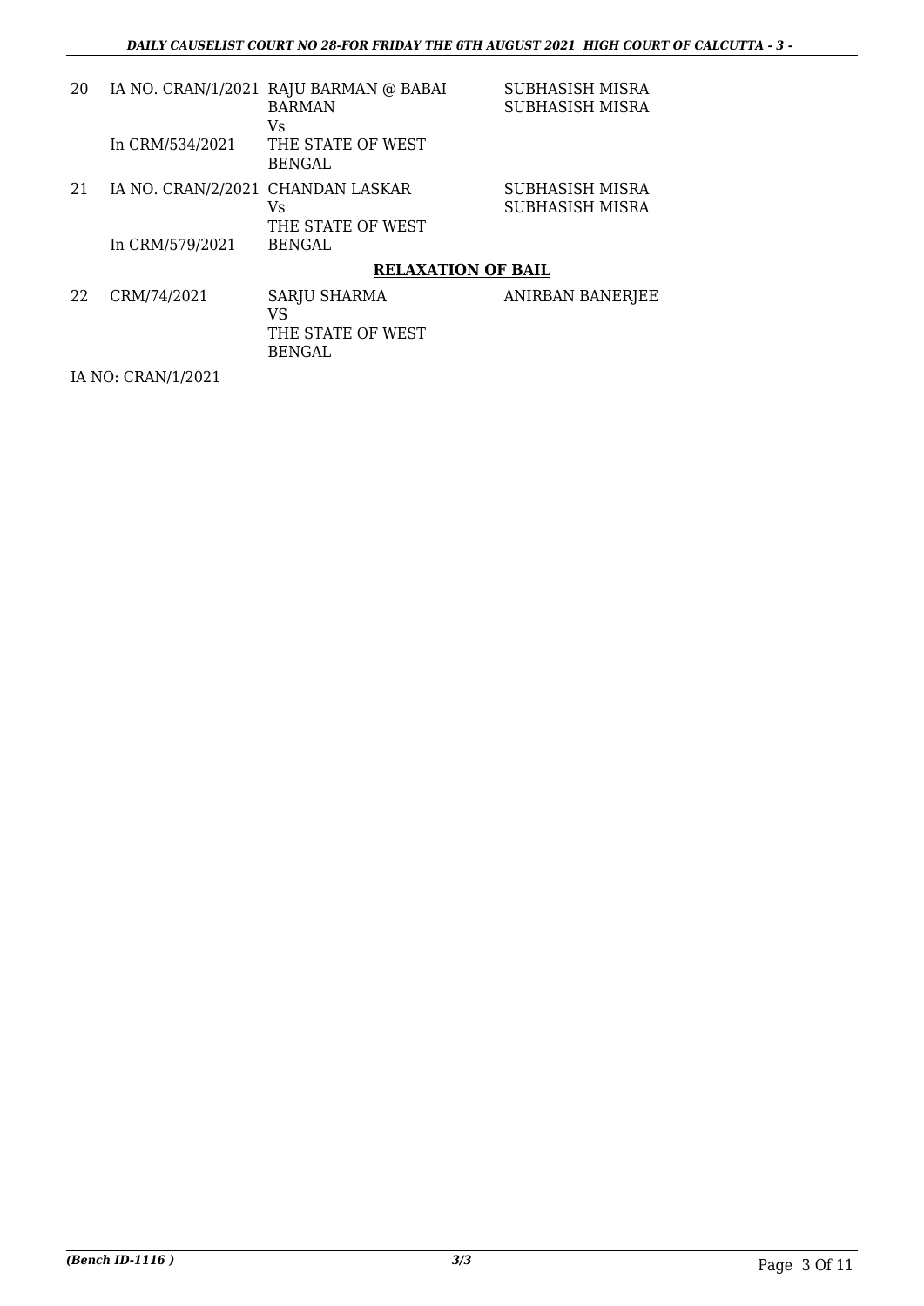| | | | |
|---|---|---|---|
| 20 | IA NO. CRAN/1/2021<br>In CRM/534/2021 | RAJU BARMAN @ BABAI BARMAN<br>Vs<br>THE STATE OF WEST BENGAL | SUBHASISH MISRA<br>SUBHASISH MISRA |
| 21 | IA NO. CRAN/2/2021<br>In CRM/579/2021 | CHANDAN LASKAR<br>Vs<br>THE STATE OF WEST BENGAL | SUBHASISH MISRA<br>SUBHASISH MISRA |

**RELAXATION OF BAIL**

| | | | |
|---|---|---|---|
| 22 | CRM/74/2021 | SARJU SHARMA<br>VS<br>THE STATE OF WEST BENGAL | ANIRBAN BANERJEE |

IA NO: CRAN/1/2021

*(Bench ID-1116 )*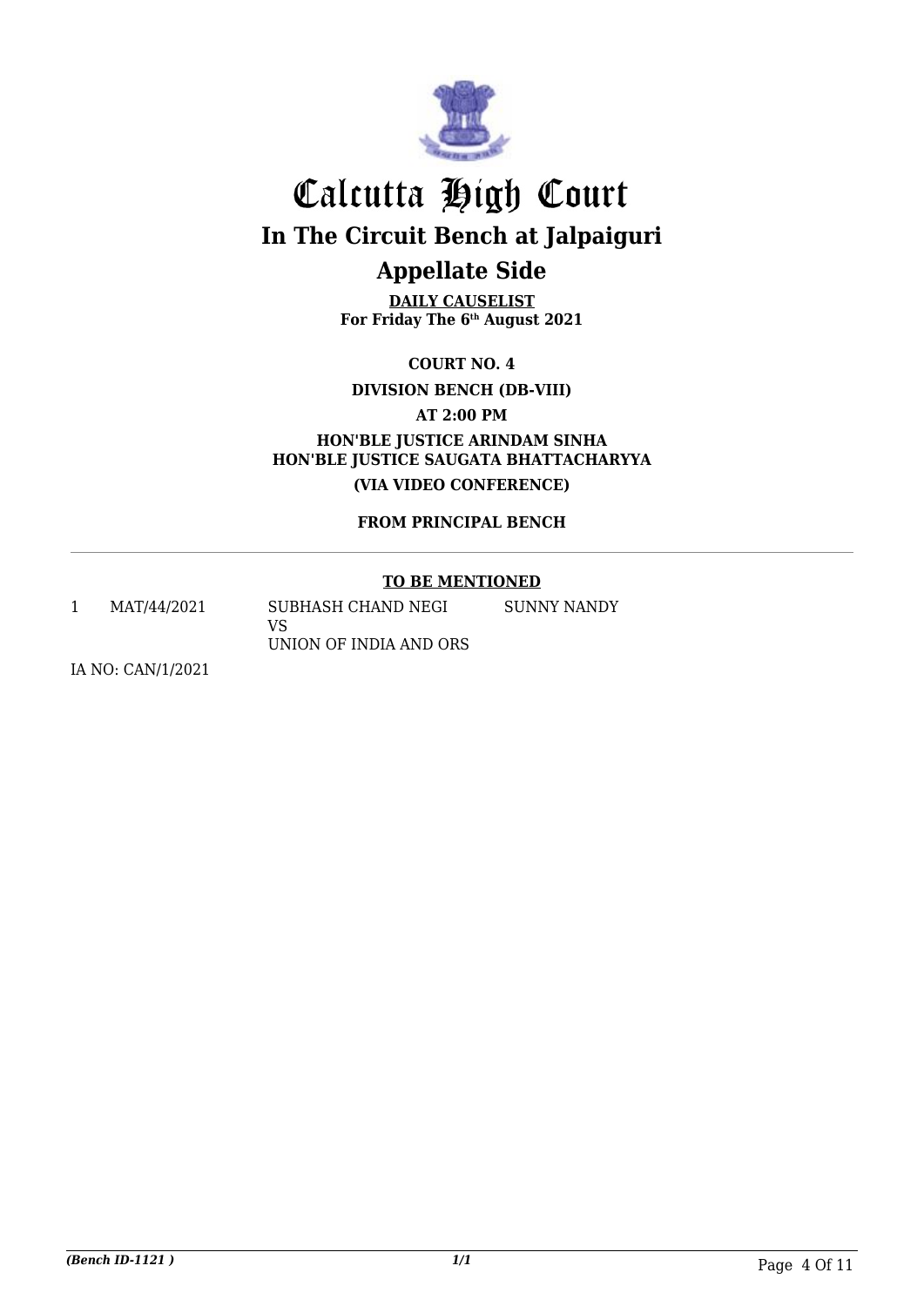# Calcutta High Court

## In The Circuit Bench at Jalpaiguri

## Appellate Side

**DAILY CAUSELIST**
**For Friday The 6th August 2021**

**COURT NO. 4**

**DIVISION BENCH (DB-VIII)**

**AT 2:00 PM**

**HON'BLE JUSTICE ARINDAM SINHA**
**HON'BLE JUSTICE SAUGATA BHATTACHARYYA**

**(VIA VIDEO CONFERENCE)**

**FROM PRINCIPAL BENCH**

---

**TO BE MENTIONED**

| | | | |
|---|---|---|---|
| 1 | MAT/44/2021 | SUBHASH CHAND NEGI<br>VS<br>UNION OF INDIA AND ORS | SUNNY NANDY |

IA NO: CAN/1/2021

*(Bench ID-1121 )*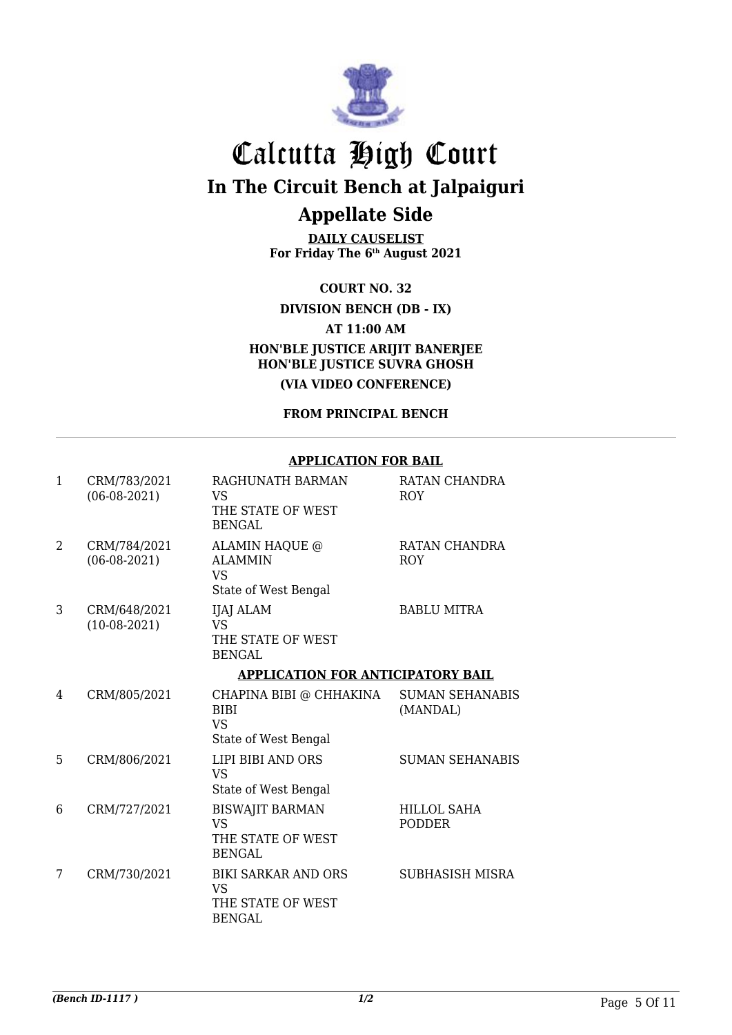# Calcutta High Court

## In The Circuit Bench at Jalpaiguri

## Appellate Side

**DAILY CAUSELIST**
**For Friday The 6th August 2021**

**COURT NO. 32**

**DIVISION BENCH (DB - IX)**

**AT 11:00 AM**

**HON'BLE JUSTICE ARIJIT BANERJEE**
**HON'BLE JUSTICE SUVRA GHOSH**

**(VIA VIDEO CONFERENCE)**

**FROM PRINCIPAL BENCH**

---

**APPLICATION FOR BAIL**

| | | | |
|---|---|---|---|
| 1 | CRM/783/2021 (06-08-2021) | RAGHUNATH BARMAN VS THE STATE OF WEST BENGAL | RATAN CHANDRA ROY |
| 2 | CRM/784/2021 (06-08-2021) | ALAMIN HAQUE @ ALAMMIN VS State of West Bengal | RATAN CHANDRA ROY |
| 3 | CRM/648/2021 (10-08-2021) | IJAJ ALAM VS THE STATE OF WEST BENGAL | BABLU MITRA |

**APPLICATION FOR ANTICIPATORY BAIL**

| | | | |
|---|---|---|---|
| 4 | CRM/805/2021 | CHAPINA BIBI @ CHHAKINA BIBI VS State of West Bengal | SUMAN SEHANABIS (MANDAL) |
| 5 | CRM/806/2021 | LIPI BIBI AND ORS VS State of West Bengal | SUMAN SEHANABIS |
| 6 | CRM/727/2021 | BISWAJIT BARMAN VS THE STATE OF WEST BENGAL | HILLOL SAHA PODDER |
| 7 | CRM/730/2021 | BIKI SARKAR AND ORS VS THE STATE OF WEST BENGAL | SUBHASISH MISRA |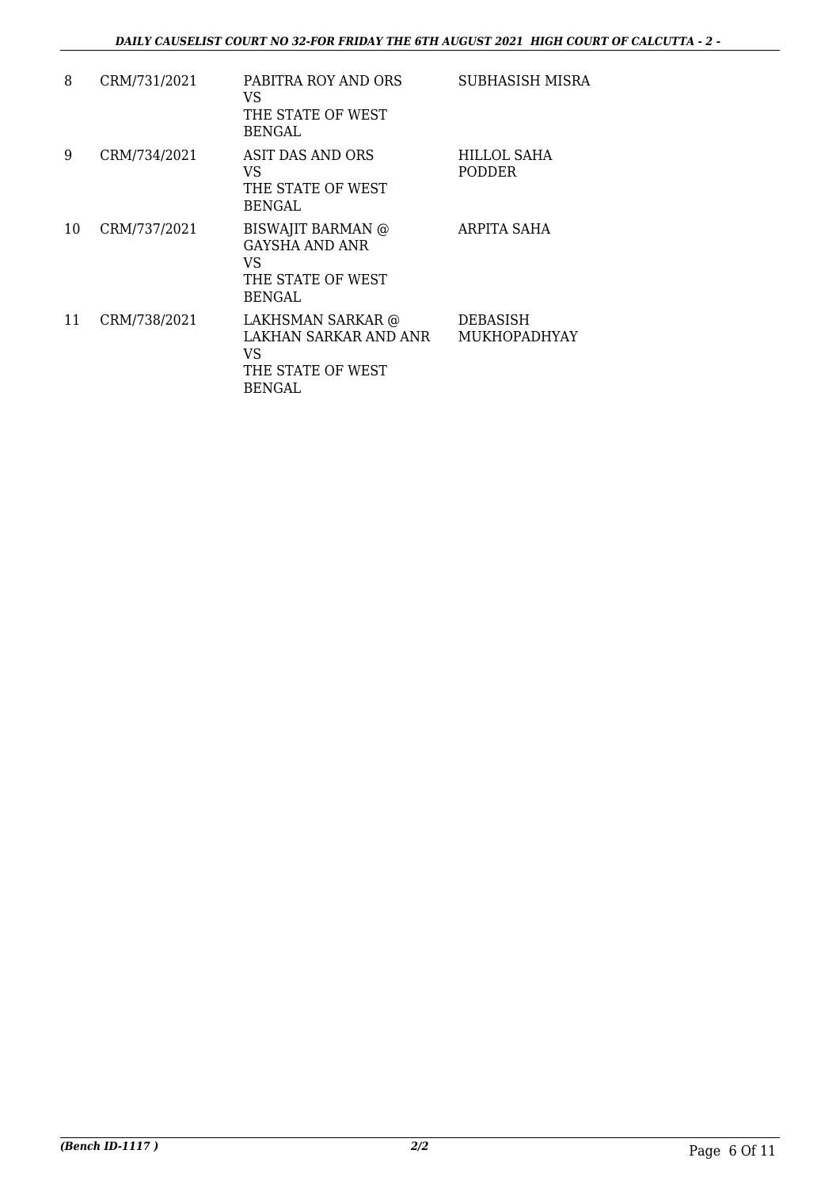| | | | |
|---|---|---|---|
| 8 | CRM/731/2021 | PABITRA ROY AND ORS<br>VS<br>THE STATE OF WEST BENGAL | SUBHASISH MISRA |
| 9 | CRM/734/2021 | ASIT DAS AND ORS<br>VS<br>THE STATE OF WEST BENGAL | HILLOL SAHA PODDER |
| 10 | CRM/737/2021 | BISWAJIT BARMAN @ GAYSHA AND ANR<br>VS<br>THE STATE OF WEST BENGAL | ARPITA SAHA |
| 11 | CRM/738/2021 | LAKHSMAN SARKAR @ LAKHAN SARKAR AND ANR<br>VS<br>THE STATE OF WEST BENGAL | DEBASISH MUKHOPADHYAY |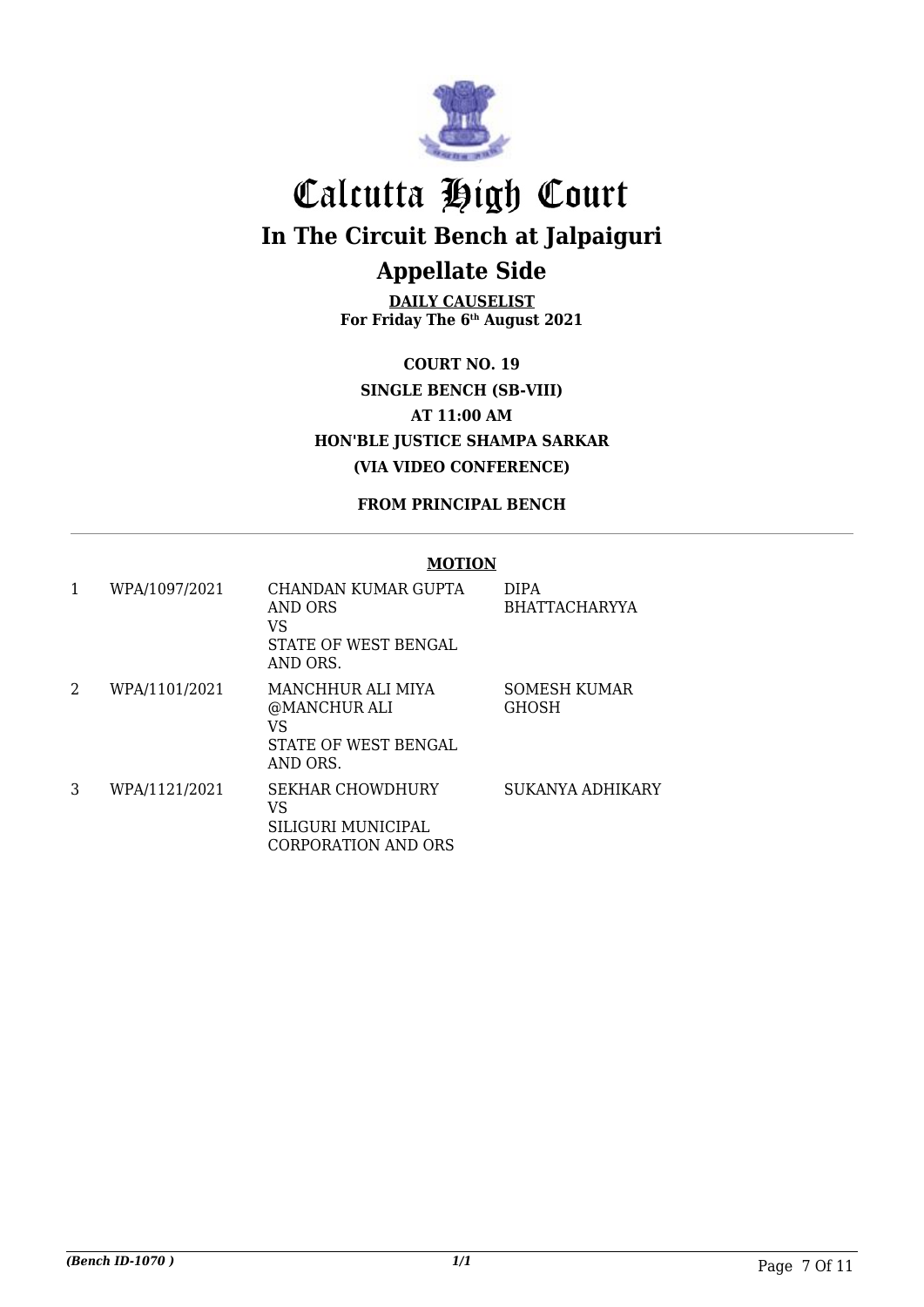# Calcutta High Court

## In The Circuit Bench at Jalpaiguri

## Appellate Side

**DAILY CAUSELIST**
**For Friday The 6th August 2021**

**COURT NO. 19**
**SINGLE BENCH (SB-VIII)**
**AT 11:00 AM**
**HON'BLE JUSTICE SHAMPA SARKAR**
**(VIA VIDEO CONFERENCE)**

**FROM PRINCIPAL BENCH**

**MOTION**

| | | | |
|---|---|---|---|
| 1 | WPA/1097/2021 | CHANDAN KUMAR GUPTA AND ORS<br>VS<br>STATE OF WEST BENGAL AND ORS. | DIPA BHATTACHARYYA |
| 2 | WPA/1101/2021 | MANCHHUR ALI MIYA @MANCHUR ALI<br>VS<br>STATE OF WEST BENGAL AND ORS. | SOMESH KUMAR GHOSH |
| 3 | WPA/1121/2021 | SEKHAR CHOWDHURY<br>VS<br>SILIGURI MUNICIPAL CORPORATION AND ORS | SUKANYA ADHIKARY |

*(Bench ID-1070 )*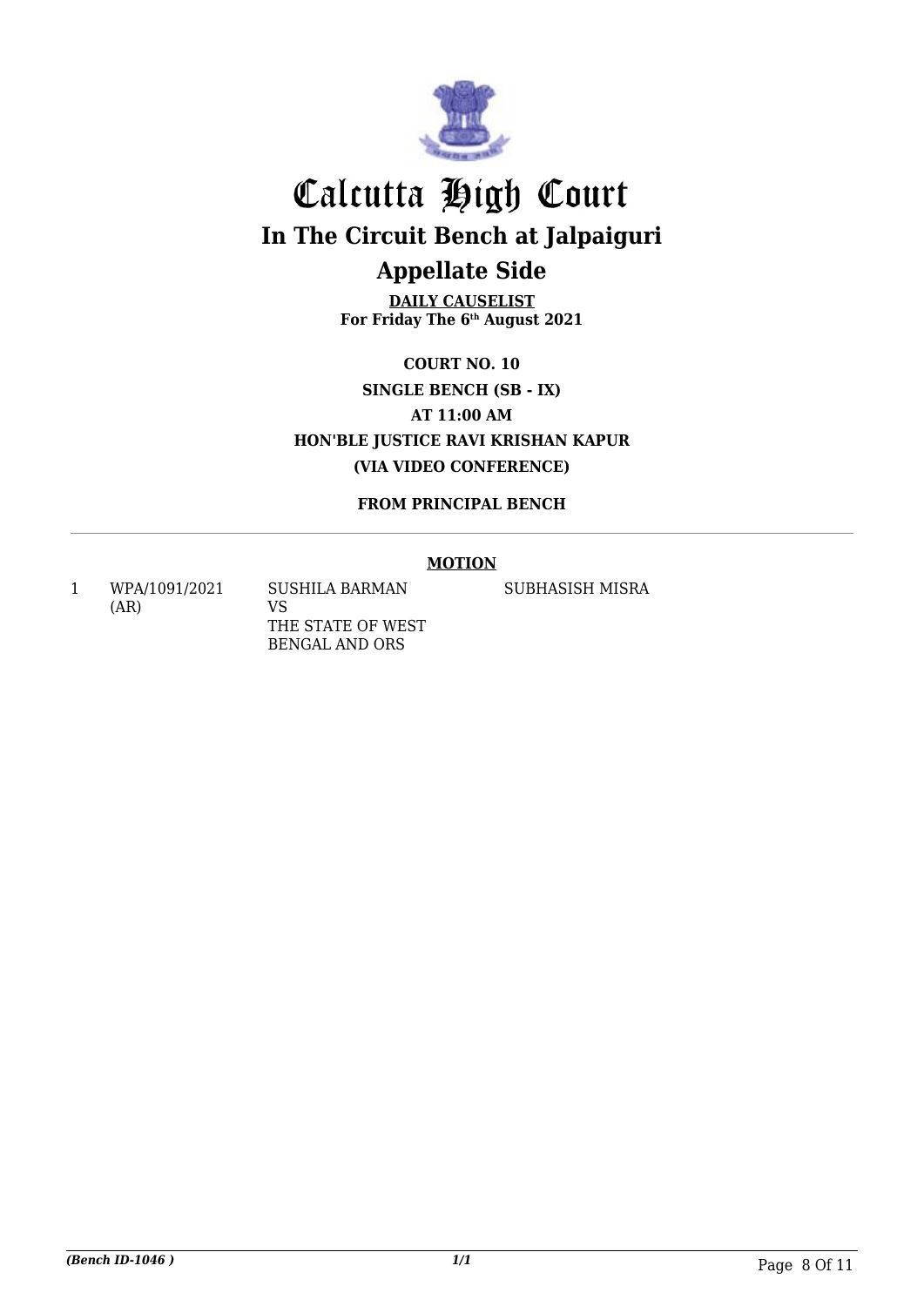# Calcutta High Court

## In The Circuit Bench at Jalpaiguri

## Appellate Side

**DAILY CAUSELIST**
**For Friday The 6th August 2021**

**COURT NO. 10**
**SINGLE BENCH (SB - IX)**
**AT 11:00 AM**
**HON'BLE JUSTICE RAVI KRISHAN KAPUR**
**(VIA VIDEO CONFERENCE)**

**FROM PRINCIPAL BENCH**

**MOTION**

| | | | |
|---|---|---|---|
| 1 | WPA/1091/2021 (AR) | SUSHILA BARMAN VS THE STATE OF WEST BENGAL AND ORS | SUBHASISH MISRA |

*(Bench ID-1046 )*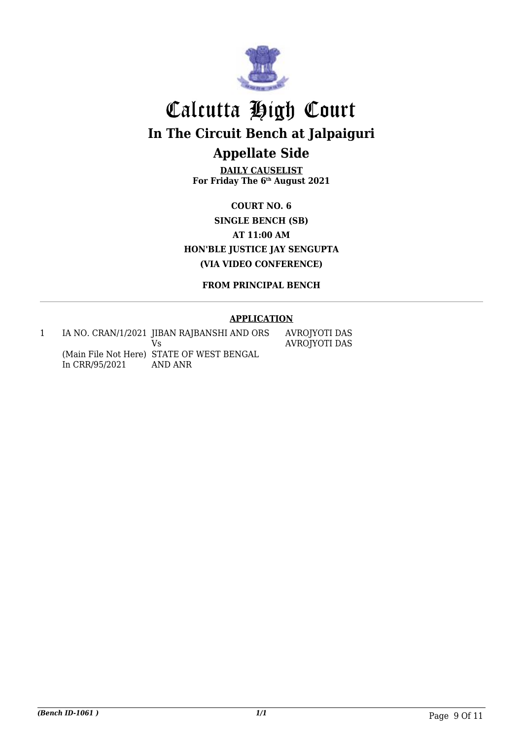# Calcutta High Court

## In The Circuit Bench at Jalpaiguri

## Appellate Side

**DAILY CAUSELIST**
**For Friday The 6th August 2021**

**COURT NO. 6**
**SINGLE BENCH (SB)**
**AT 11:00 AM**
**HON'BLE JUSTICE JAY SENGUPTA**
**(VIA VIDEO CONFERENCE)**

**FROM PRINCIPAL BENCH**

**APPLICATION**

| | | | |
|---|---|---|---|
| 1 | IA NO. CRAN/1/2021 (Main File Not Here) In CRR/95/2021 | JIBAN RAJBANSHI AND ORS Vs STATE OF WEST BENGAL AND ANR | AVROJYOTI DAS AVROJYOTI DAS |

*(Bench ID-1061 )*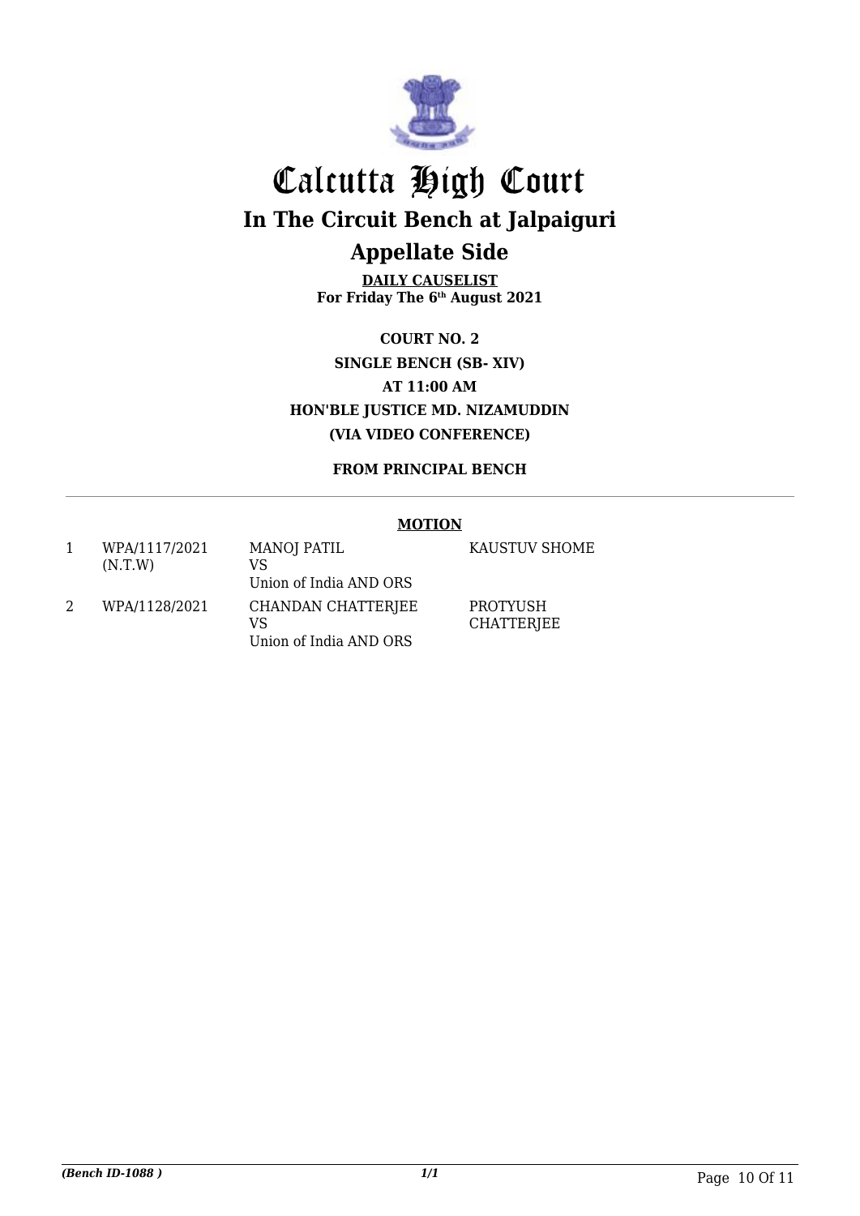# Calcutta High Court

## In The Circuit Bench at Jalpaiguri

## Appellate Side

**DAILY CAUSELIST**
**For Friday The 6th August 2021**

**COURT NO. 2**
**SINGLE BENCH (SB- XIV)**
**AT 11:00 AM**
**HON'BLE JUSTICE MD. NIZAMUDDIN**
**(VIA VIDEO CONFERENCE)**

**FROM PRINCIPAL BENCH**

---

**MOTION**

| | | | |
|---|---|---|---|
| 1 | WPA/1117/2021 (N.T.W) | MANOJ PATIL VS Union of India AND ORS | KAUSTUV SHOME |
| 2 | WPA/1128/2021 | CHANDAN CHATTERJEE VS Union of India AND ORS | PROTYUSH CHATTERJEE |

*(Bench ID-1088 )*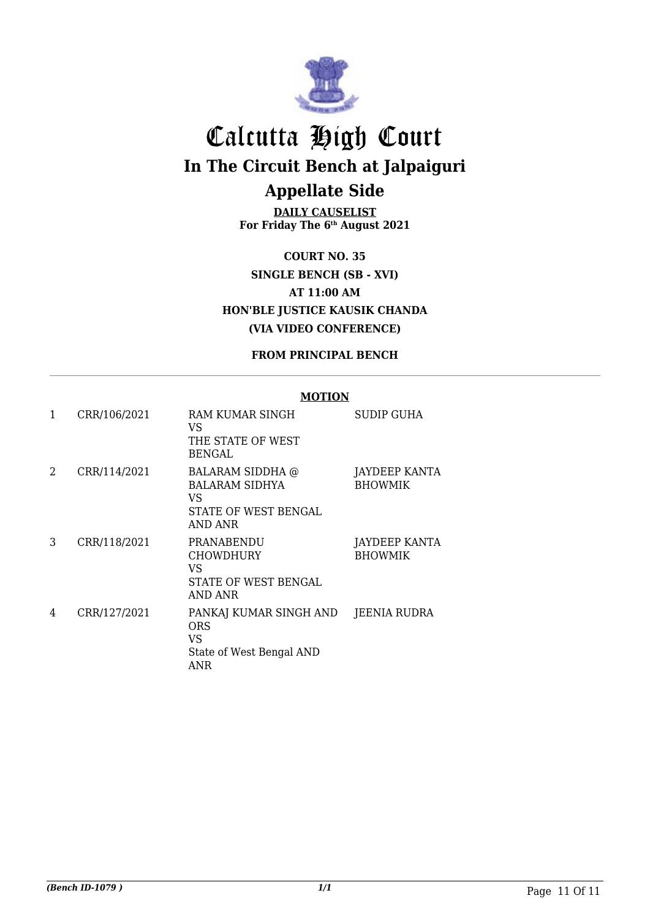# Calcutta High Court

## In The Circuit Bench at Jalpaiguri

## Appellate Side

**DAILY CAUSELIST**
**For Friday The 6th August 2021**

**COURT NO. 35**
**SINGLE BENCH (SB - XVI)**
**AT 11:00 AM**
**HON'BLE JUSTICE KAUSIK CHANDA**
**(VIA VIDEO CONFERENCE)**

**FROM PRINCIPAL BENCH**

**MOTION**

| | | | |
|---|---|---|---|
| 1 | CRR/106/2021 | RAM KUMAR SINGH VS THE STATE OF WEST BENGAL | SUDIP GUHA |
| 2 | CRR/114/2021 | BALARAM SIDDHA @ BALARAM SIDHYA VS STATE OF WEST BENGAL AND ANR | JAYDEEP KANTA BHOWMIK |
| 3 | CRR/118/2021 | PRANABENDU CHOWDHURY VS STATE OF WEST BENGAL AND ANR | JAYDEEP KANTA BHOWMIK |
| 4 | CRR/127/2021 | PANKAJ KUMAR SINGH AND ORS VS State of West Bengal AND ANR | JEENIA RUDRA |

*(Bench ID-1079 )*